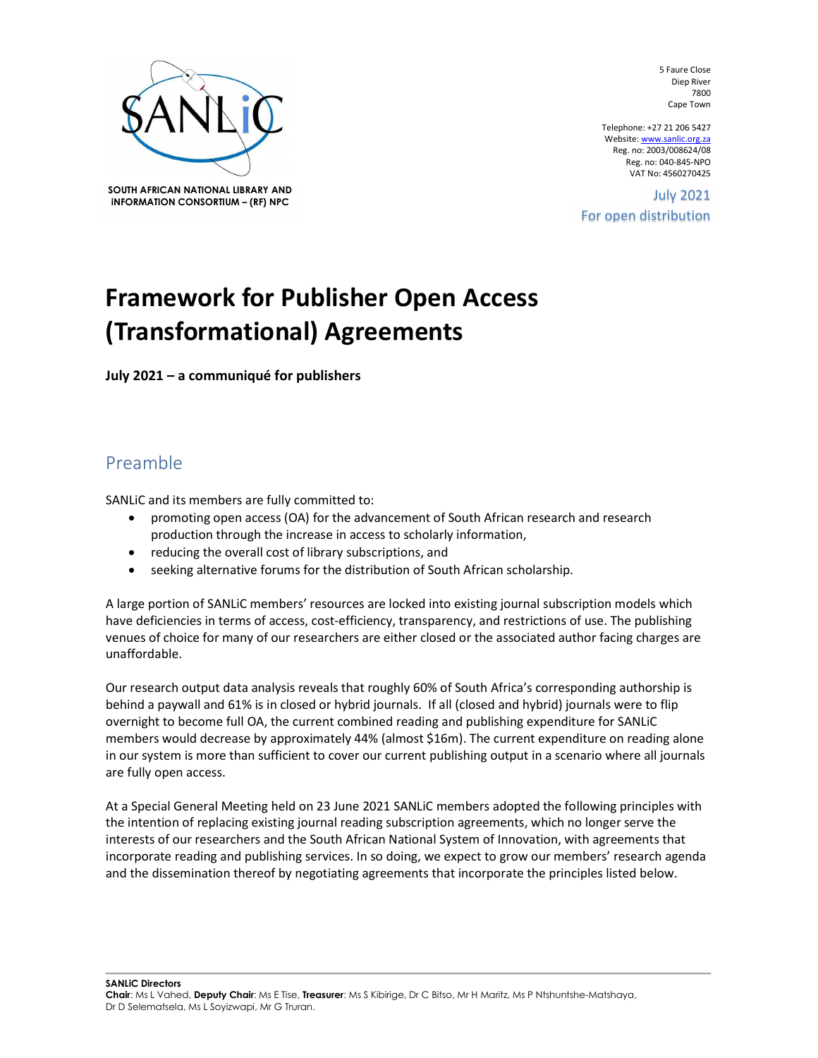**SOUTH AFRICAN NATIONAL LIBRARY AND iNFORMATION CONSORTIUM – (RF) NPC**

5 Faure Close
Diep River
7800
Cape Town

Telephone: +27 21 206 5427
Website: www.sanlic.org.za
Reg. no: 2003/008624/08
Reg. no: 040-845-NPO
VAT No: 4560270425

July 2021
For open distribution

# Framework for Publisher Open Access (Transformational) Agreements

**July 2021 – a communiqué for publishers**

## Preamble

SANLiC and its members are fully committed to:

- promoting open access (OA) for the advancement of South African research and research production through the increase in access to scholarly information,
- reducing the overall cost of library subscriptions, and
- seeking alternative forums for the distribution of South African scholarship.

A large portion of SANLiC members' resources are locked into existing journal subscription models which have deficiencies in terms of access, cost-efficiency, transparency, and restrictions of use. The publishing venues of choice for many of our researchers are either closed or the associated author facing charges are unaffordable.

Our research output data analysis reveals that roughly 60% of South Africa's corresponding authorship is behind a paywall and 61% is in closed or hybrid journals. If all (closed and hybrid) journals were to flip overnight to become full OA, the current combined reading and publishing expenditure for SANLiC members would decrease by approximately 44% (almost $16m). The current expenditure on reading alone in our system is more than sufficient to cover our current publishing output in a scenario where all journals are fully open access.

At a Special General Meeting held on 23 June 2021 SANLiC members adopted the following principles with the intention of replacing existing journal reading subscription agreements, which no longer serve the interests of our researchers and the South African National System of Innovation, with agreements that incorporate reading and publishing services. In so doing, we expect to grow our members' research agenda and the dissemination thereof by negotiating agreements that incorporate the principles listed below.

**SANLiC Directors**
**Chair**: Ms L Vahed, **Deputy Chair**: Ms E Tise, **Treasurer**: Ms S Kibirige, Dr C Bitso, Mr H Maritz, Ms P Ntshuntshe-Matshaya, Dr D Selematsela, Ms L Soyizwapi, Mr G Truran.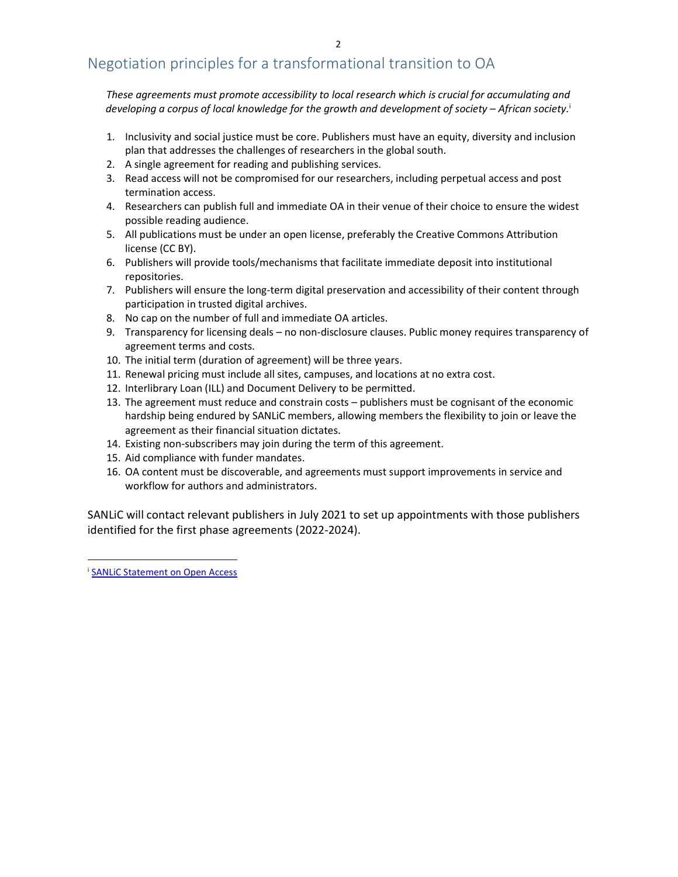## Negotiation principles for a transformational transition to OA

*These agreements must promote accessibility to local research which is crucial for accumulating and developing a corpus of local knowledge for the growth and development of society – African society.*[i]

1. Inclusivity and social justice must be core. Publishers must have an equity, diversity and inclusion plan that addresses the challenges of researchers in the global south.
2. A single agreement for reading and publishing services.
3. Read access will not be compromised for our researchers, including perpetual access and post termination access.
4. Researchers can publish full and immediate OA in their venue of their choice to ensure the widest possible reading audience.
5. All publications must be under an open license, preferably the Creative Commons Attribution license (CC BY).
6. Publishers will provide tools/mechanisms that facilitate immediate deposit into institutional repositories.
7. Publishers will ensure the long-term digital preservation and accessibility of their content through participation in trusted digital archives.
8. No cap on the number of full and immediate OA articles.
9. Transparency for licensing deals – no non-disclosure clauses. Public money requires transparency of agreement terms and costs.
10. The initial term (duration of agreement) will be three years.
11. Renewal pricing must include all sites, campuses, and locations at no extra cost.
12. Interlibrary Loan (ILL) and Document Delivery to be permitted.
13. The agreement must reduce and constrain costs – publishers must be cognisant of the economic hardship being endured by SANLiC members, allowing members the flexibility to join or leave the agreement as their financial situation dictates.
14. Existing non-subscribers may join during the term of this agreement.
15. Aid compliance with funder mandates.
16. OA content must be discoverable, and agreements must support improvements in service and workflow for authors and administrators.

SANLiC will contact relevant publishers in July 2021 to set up appointments with those publishers identified for the first phase agreements (2022-2024).

---

[i] SANLiC Statement on Open Access